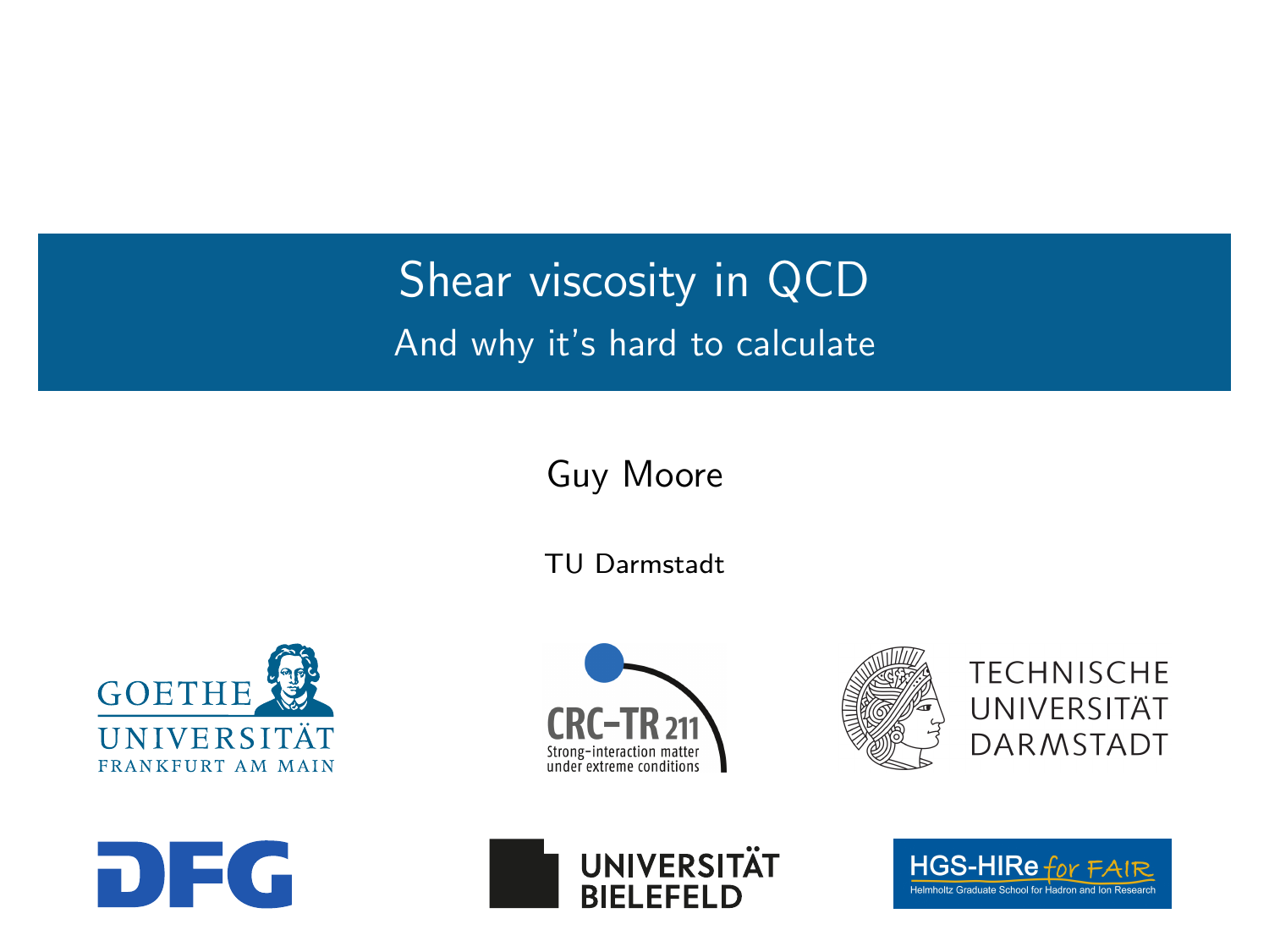# Shear viscosity in QCD

## And why it's hard to calculate

Guy Moore

TU Darmstadt

GOETHE UNIVERSITÄT FRANKFURT AM MAIN

CRC-TR 211 Strong-interaction matter under extreme conditions

TECHNISCHE UNIVERSITÄT DARMSTADT

DFG

UNIVERSITÄT BIELEFELD

HGS-HIRe for FAIR Helmholtz Graduate School for Hadron and Ion Research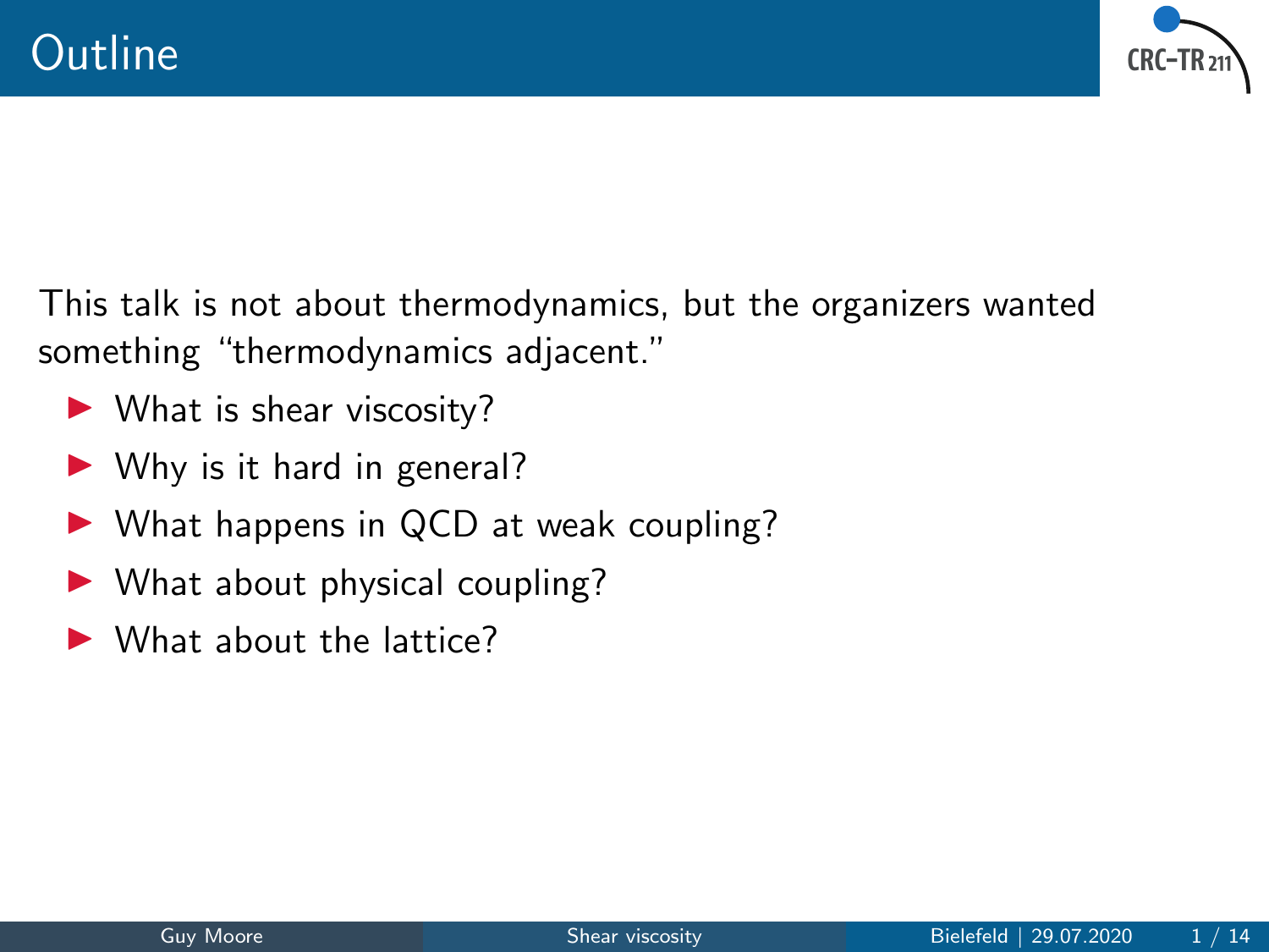# Outline

This talk is not about thermodynamics, but the organizers wanted something "thermodynamics adjacent."

- What is shear viscosity?
- Why is it hard in general?
- What happens in QCD at weak coupling?
- What about physical coupling?
- What about the lattice?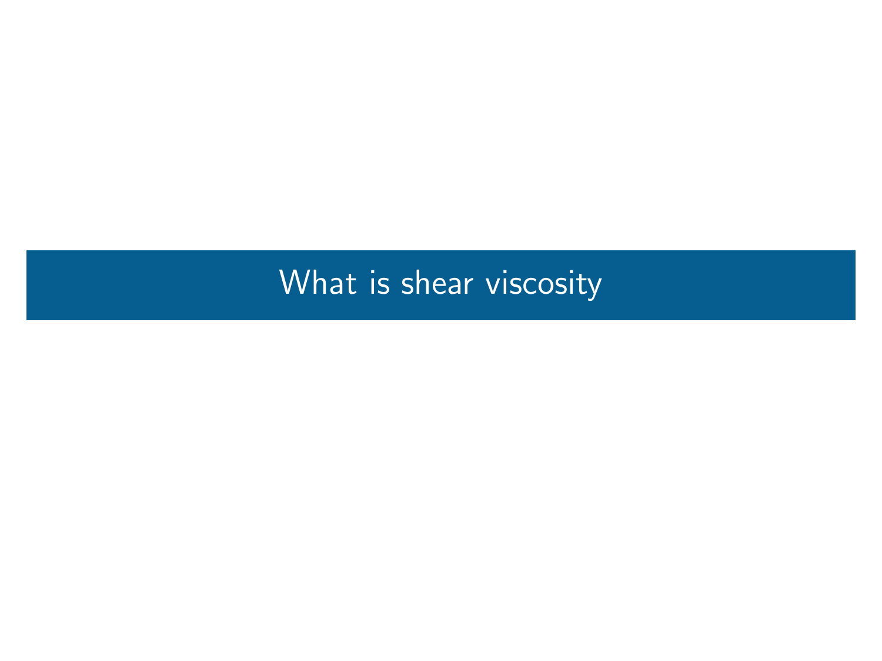# What is shear viscosity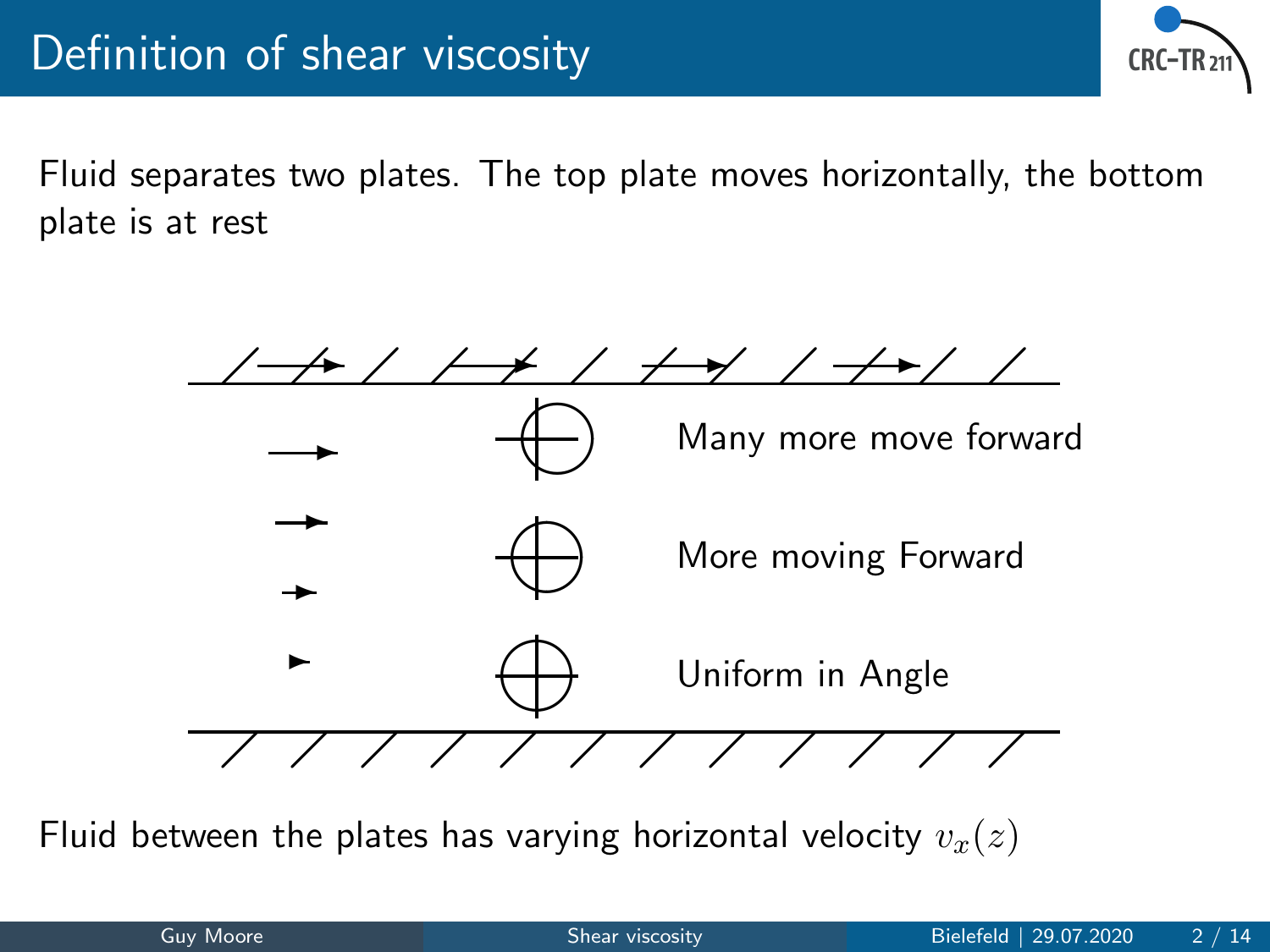# Definition of shear viscosity

Fluid separates two plates. The top plate moves horizontally, the bottom plate is at rest

Many more move forward

More moving Forward

Uniform in Angle

Fluid between the plates has varying horizontal velocity $v_x(z)$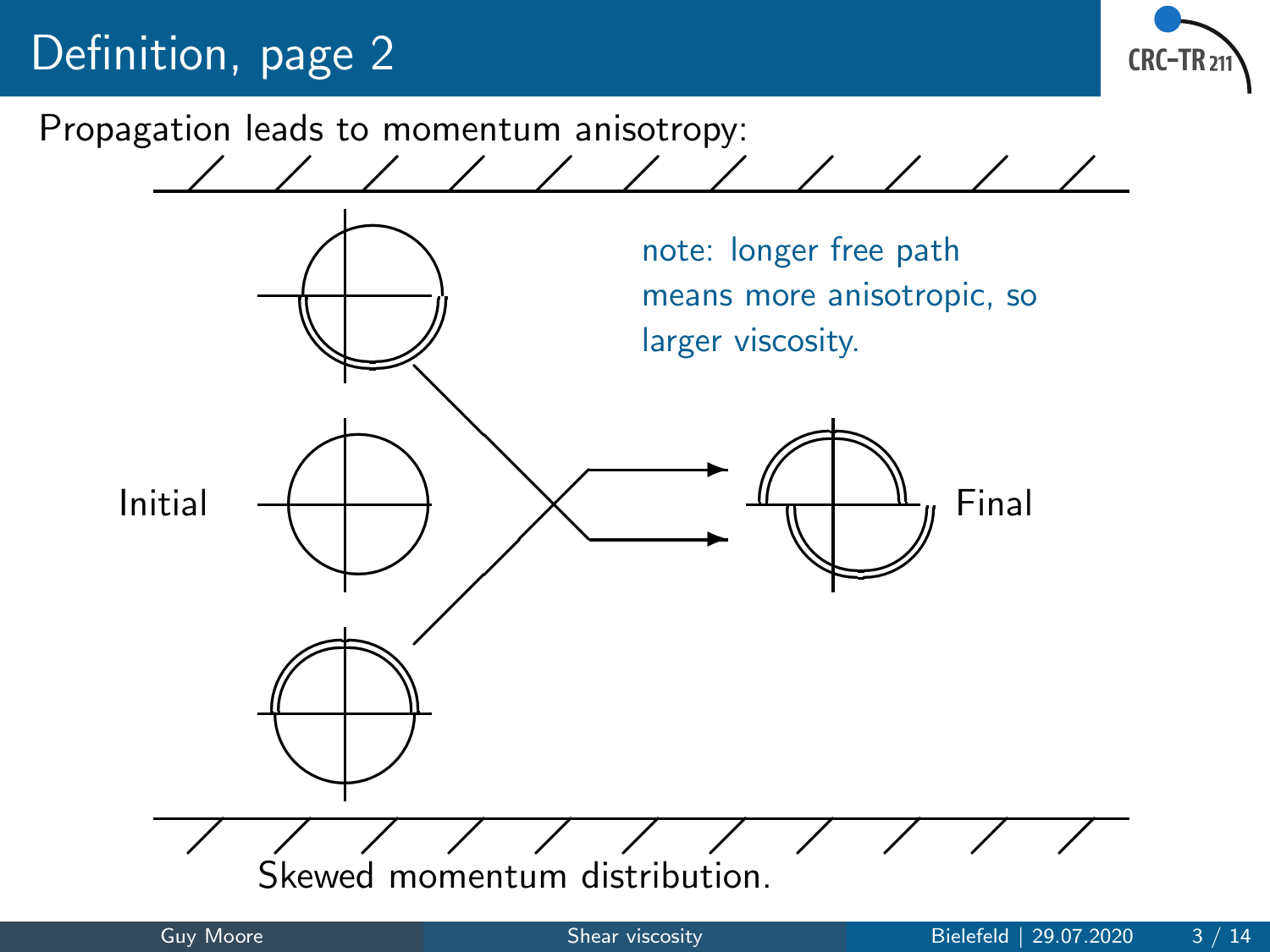# Definition, page 2

Propagation leads to momentum anisotropy:

note: longer free path means more anisotropic, so larger viscosity.

Initial

Final

Skewed momentum distribution.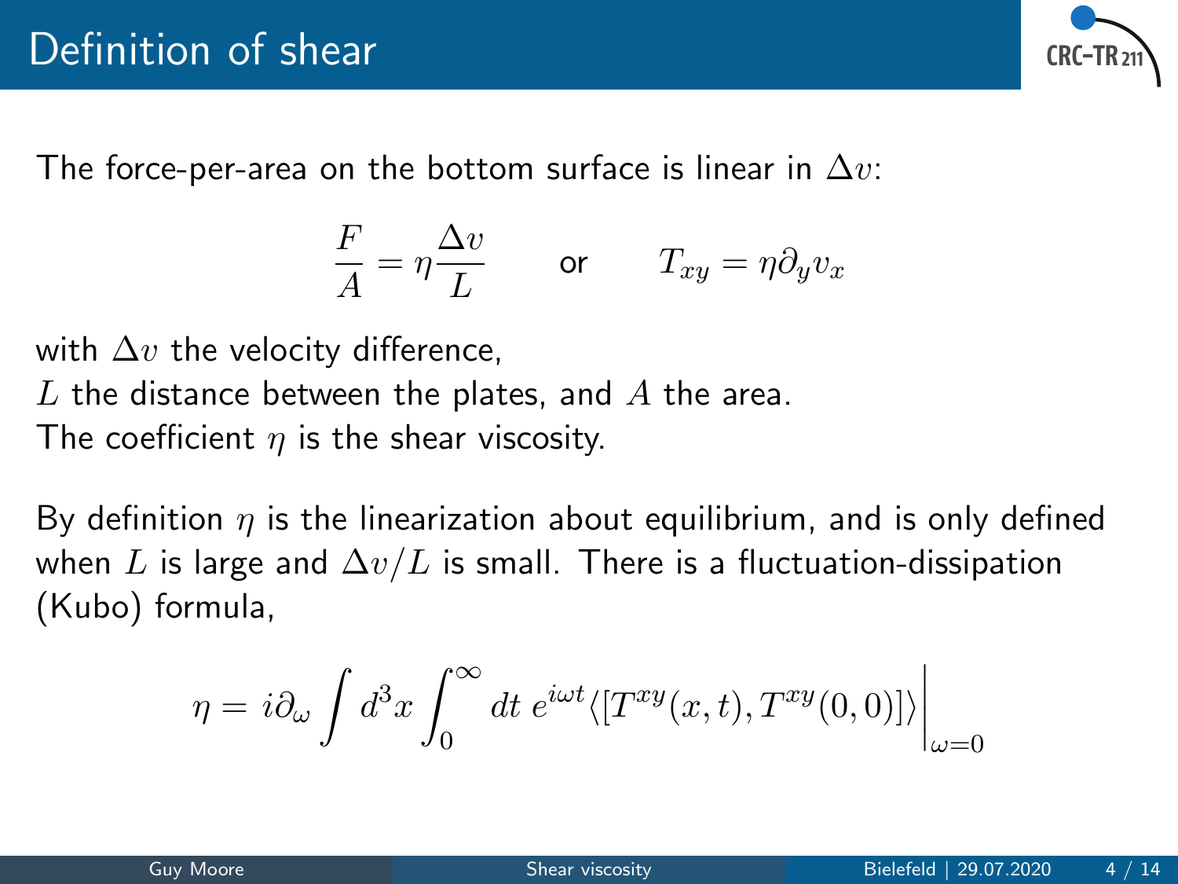# Definition of shear

The force-per-area on the bottom surface is linear in $\Delta v$:

$$\frac{F}{A} = \eta \frac{\Delta v}{L} \qquad \text{or} \qquad T_{xy} = \eta \partial_y v_x$$

with $\Delta v$ the velocity difference,
$L$ the distance between the plates, and $A$ the area.
The coefficient $\eta$ is the shear viscosity.

By definition $\eta$ is the linearization about equilibrium, and is only defined when $L$ is large and $\Delta v / L$ is small. There is a fluctuation-dissipation (Kubo) formula,

$$\eta = i \partial_\omega \int d^3x \int_0^\infty dt \; e^{i\omega t} \langle [T^{xy}(x,t), T^{xy}(0,0)] \rangle \Big|_{\omega = 0}$$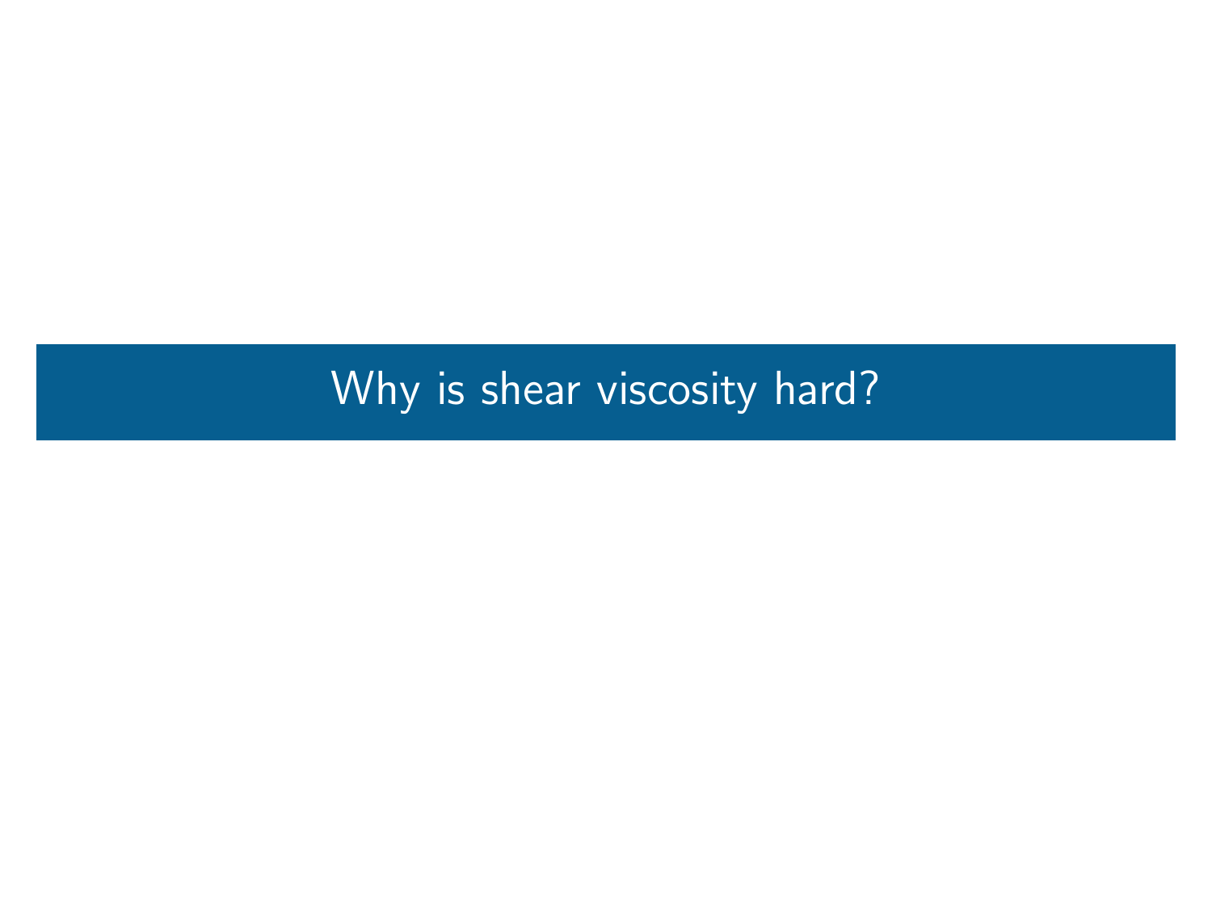# Why is shear viscosity hard?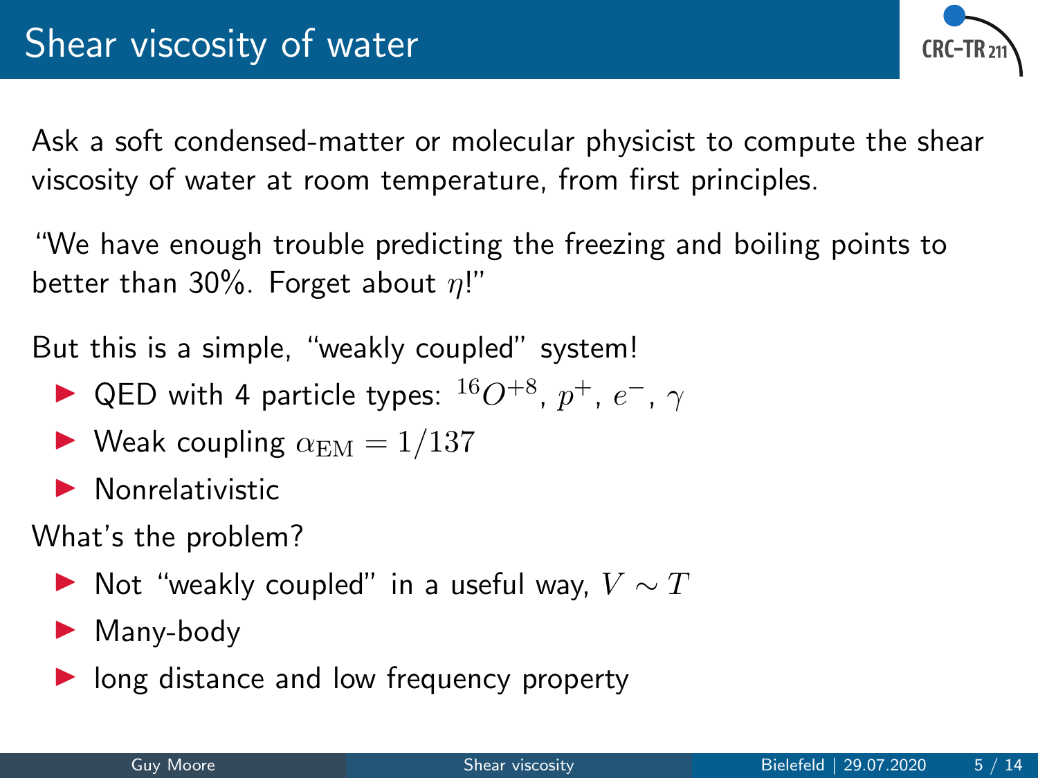# Shear viscosity of water

Ask a soft condensed-matter or molecular physicist to compute the shear viscosity of water at room temperature, from first principles.

"We have enough trouble predicting the freezing and boiling points to better than 30%. Forget about $\eta$!"

But this is a simple, "weakly coupled" system!

- QED with 4 particle types: ${}^{16}O^{+8}$, $p^+$, $e^-$, $\gamma$
- Weak coupling $\alpha_{\mathrm{EM}} = 1/137$
- Nonrelativistic

What's the problem?

- Not "weakly coupled" in a useful way, $V \sim T$
- Many-body
- long distance and low frequency property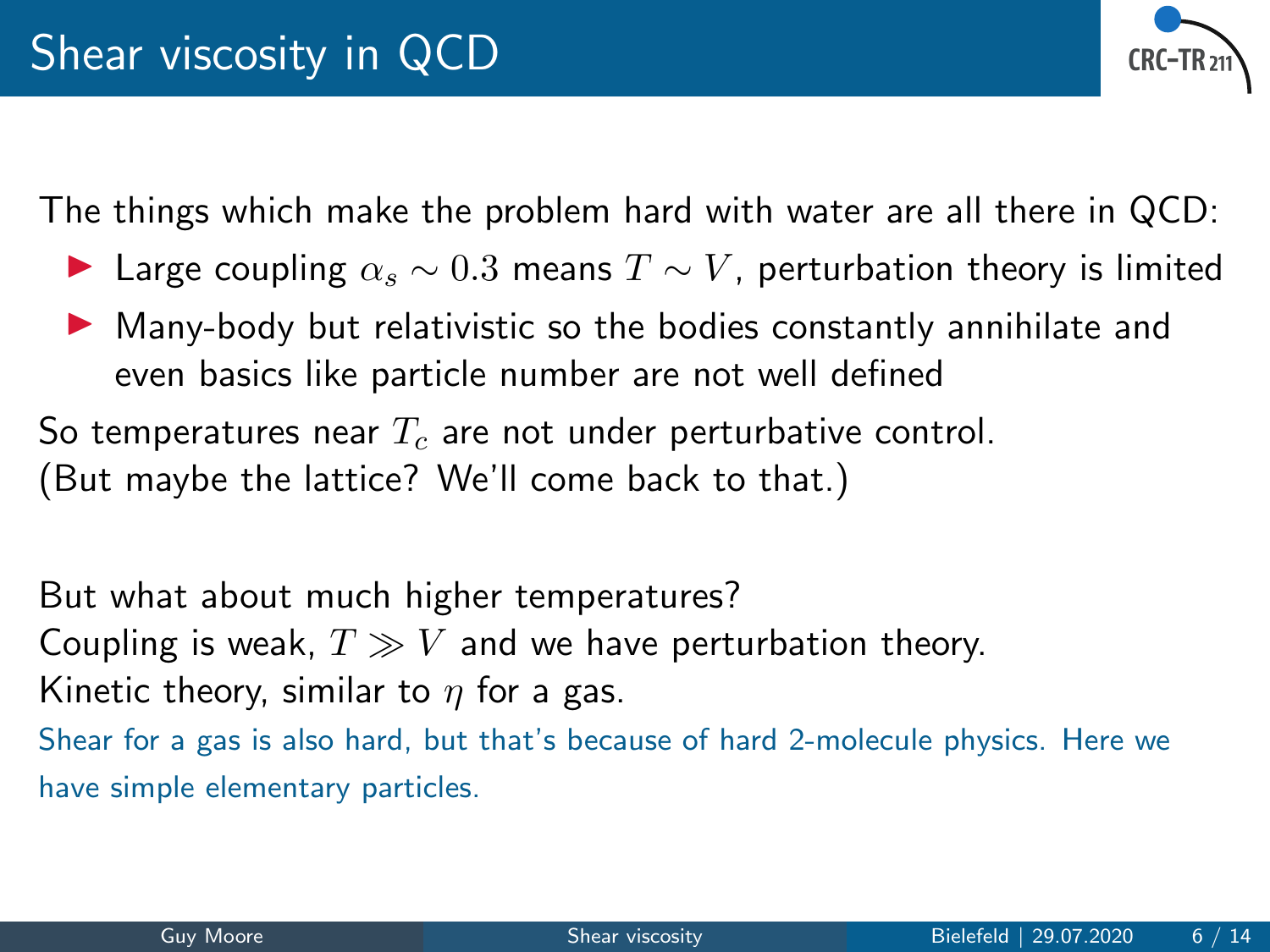# Shear viscosity in QCD

The things which make the problem hard with water are all there in QCD:

- Large coupling $\alpha_s \sim 0.3$ means $T \sim V$, perturbation theory is limited
- Many-body but relativistic so the bodies constantly annihilate and even basics like particle number are not well defined

So temperatures near $T_c$ are not under perturbative control.
(But maybe the lattice? We'll come back to that.)

But what about much higher temperatures?
Coupling is weak, $T \gg V$ and we have perturbation theory.
Kinetic theory, similar to $\eta$ for a gas.

Shear for a gas is also hard, but that's because of hard 2-molecule physics. Here we have simple elementary particles.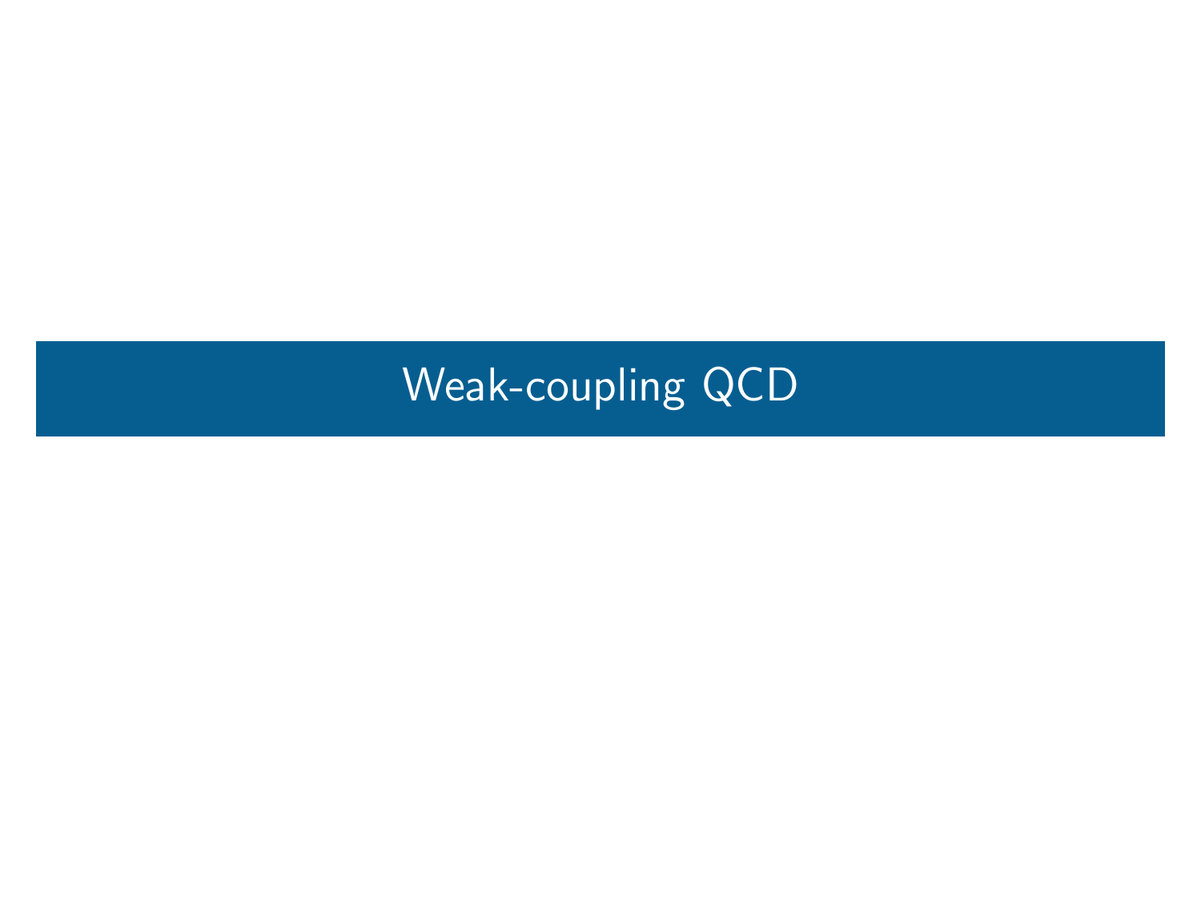# Weak-coupling QCD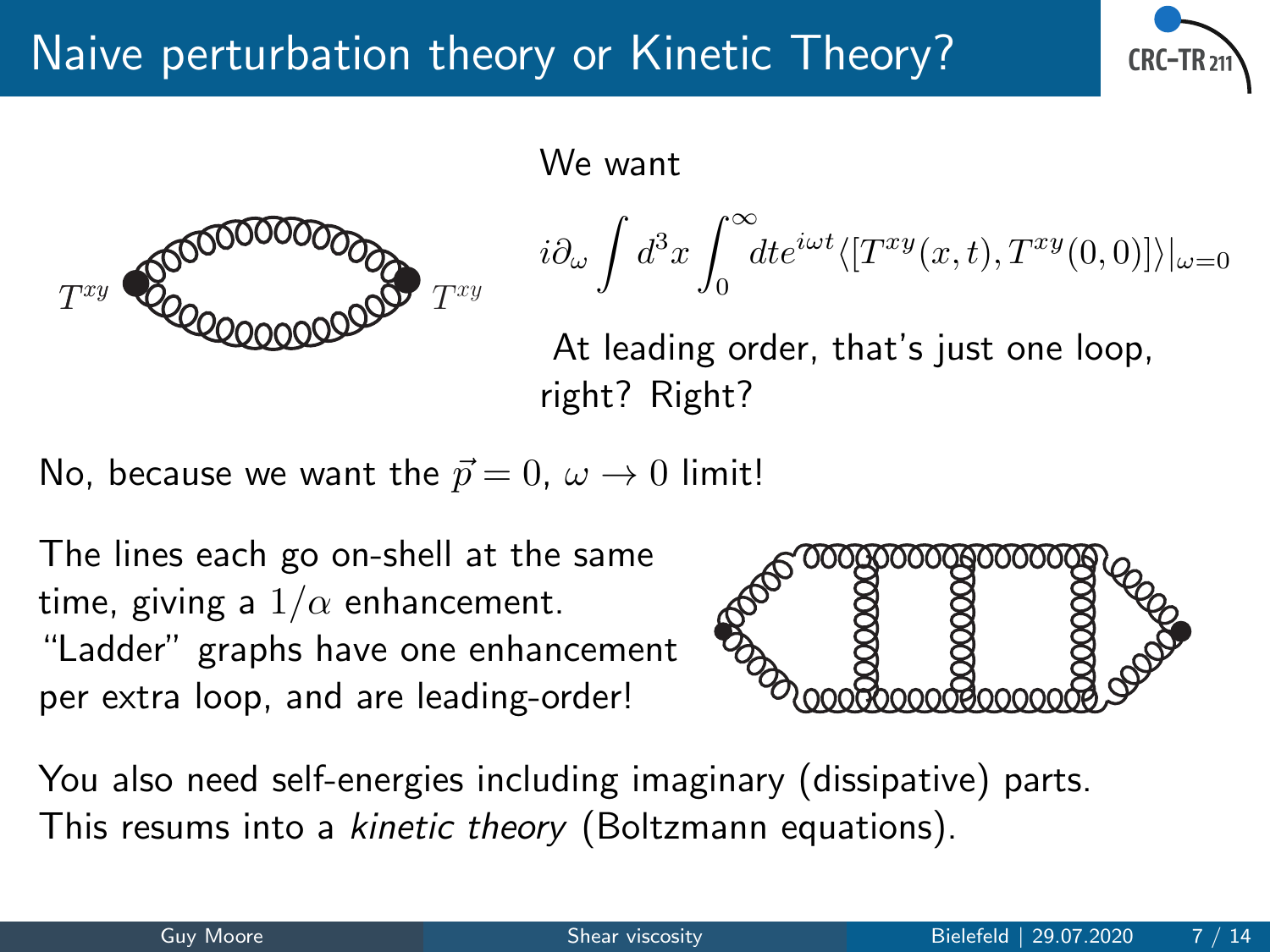# Naive perturbation theory or Kinetic Theory?

We want

$$i\partial_\omega \int d^3x \int_0^\infty dt e^{i\omega t} \langle [T^{xy}(x,t), T^{xy}(0,0)] \rangle |_{\omega=0}$$

At leading order, that's just one loop, right? Right?

No, because we want the $\vec{p} = 0$, $\omega \to 0$ limit!

The lines each go on-shell at the same time, giving a $1/\alpha$ enhancement. "Ladder" graphs have one enhancement per extra loop, and are leading-order!

You also need self-energies including imaginary (dissipative) parts. This resums into a *kinetic theory* (Boltzmann equations).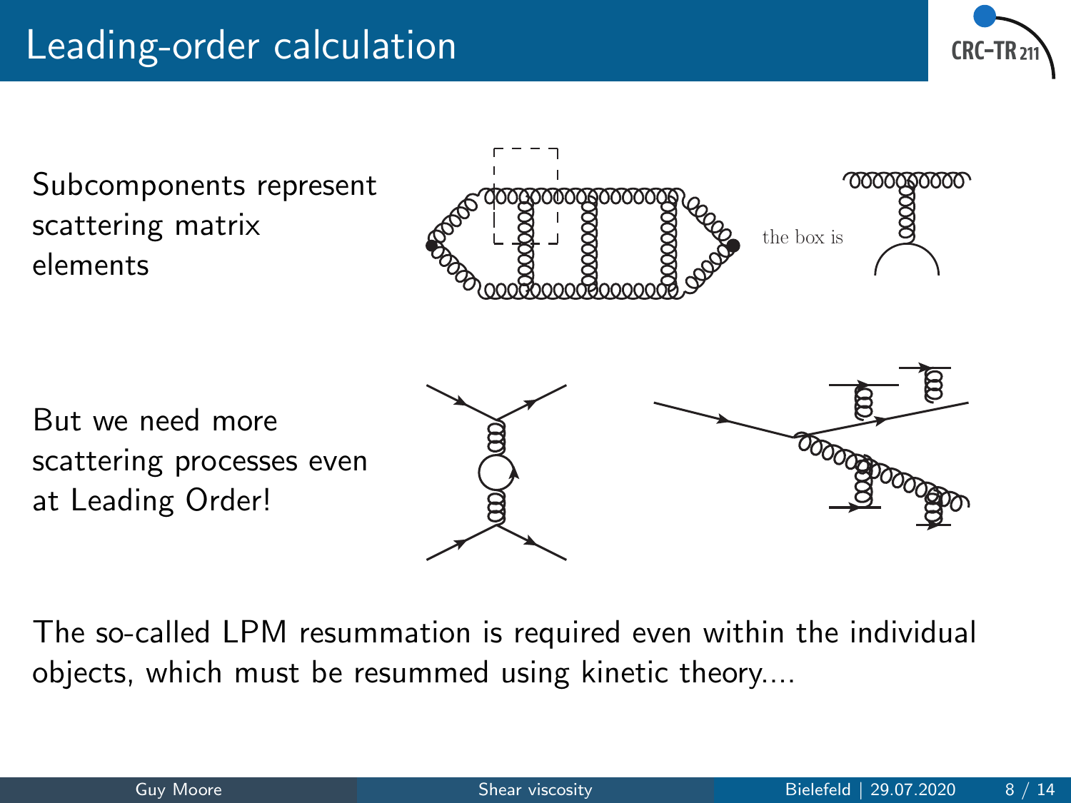# Leading-order calculation

Subcomponents represent scattering matrix elements

the box is

But we need more scattering processes even at Leading Order!

The so-called LPM resummation is required even within the individual objects, which must be resummed using kinetic theory....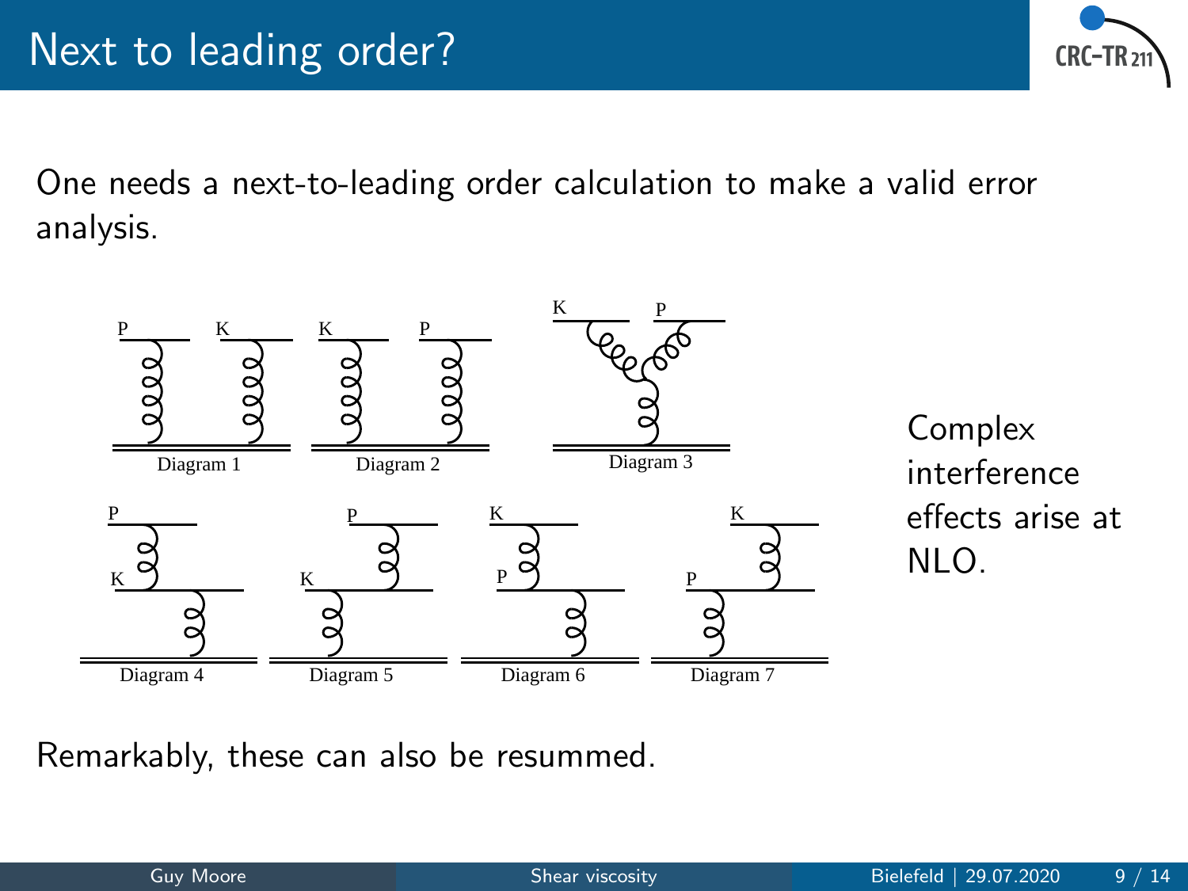# Next to leading order?

One needs a next-to-leading order calculation to make a valid error analysis.

Diagram 1 Diagram 2 Diagram 3

Diagram 4 Diagram 5 Diagram 6 Diagram 7

Complex interference effects arise at NLO.

Remarkably, these can also be resummed.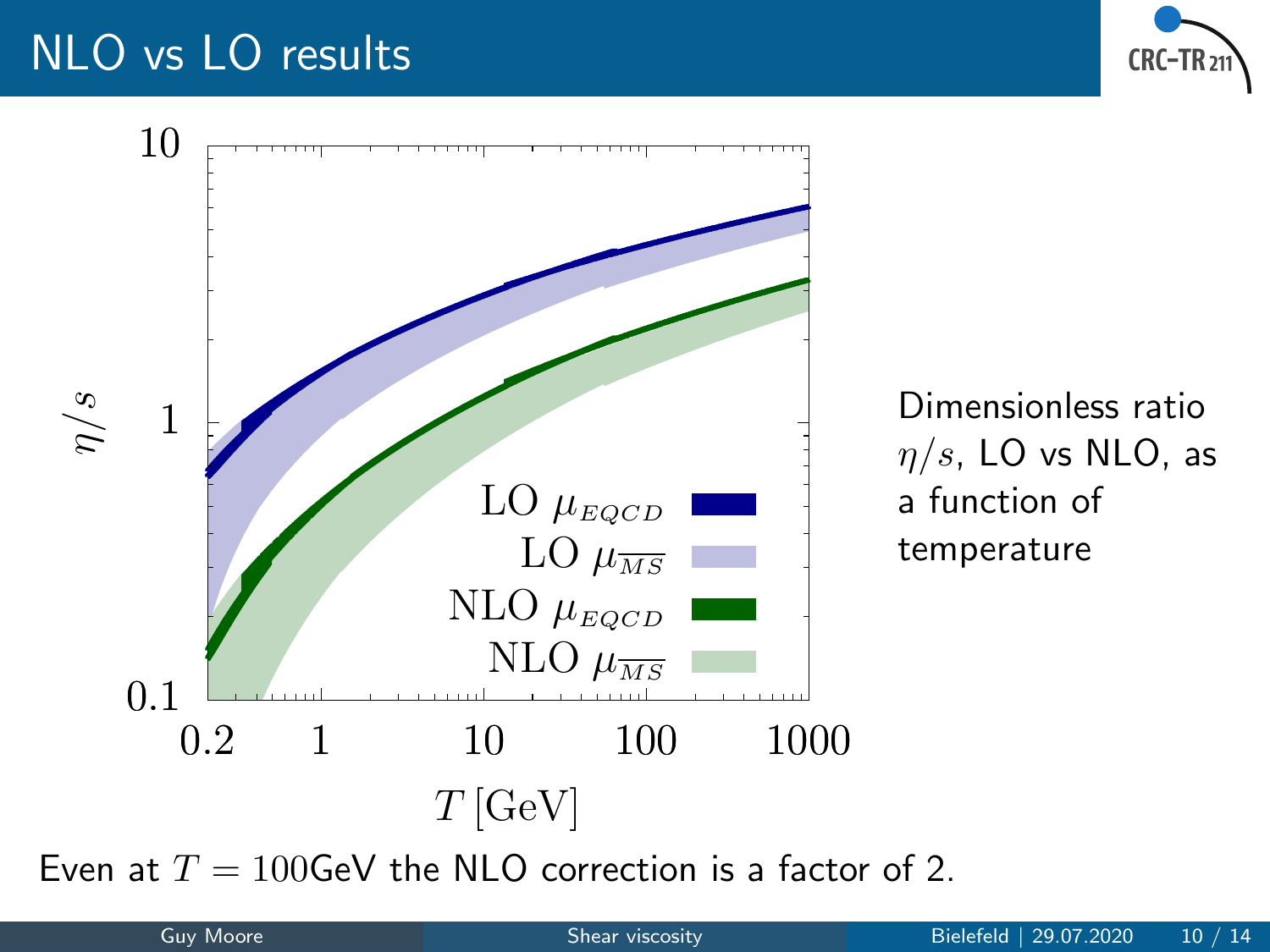# NLO vs LO results

Dimensionless ratio $\eta/s$, LO vs NLO, as a function of temperature

Even at $T = 100$GeV the NLO correction is a factor of 2.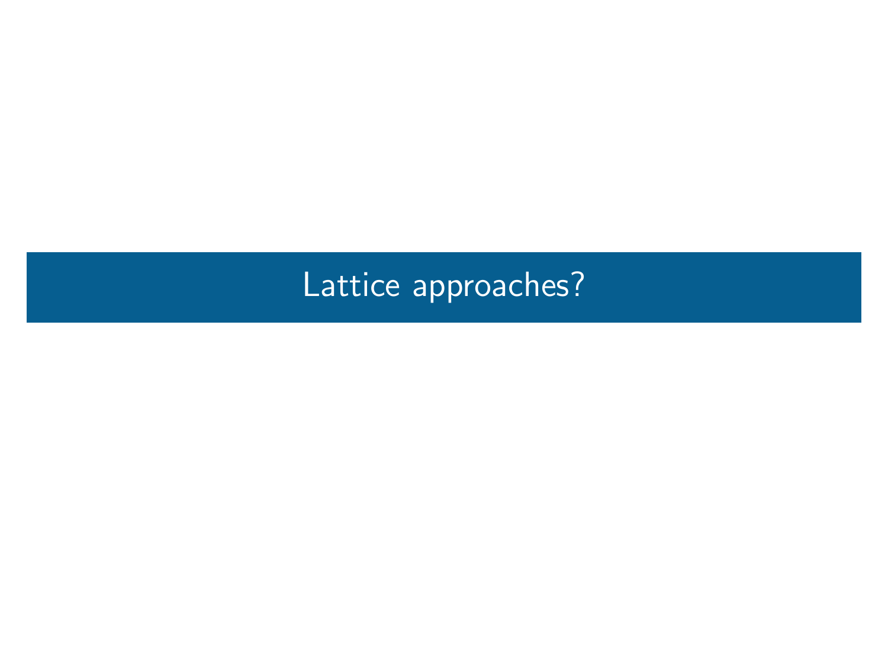# Lattice approaches?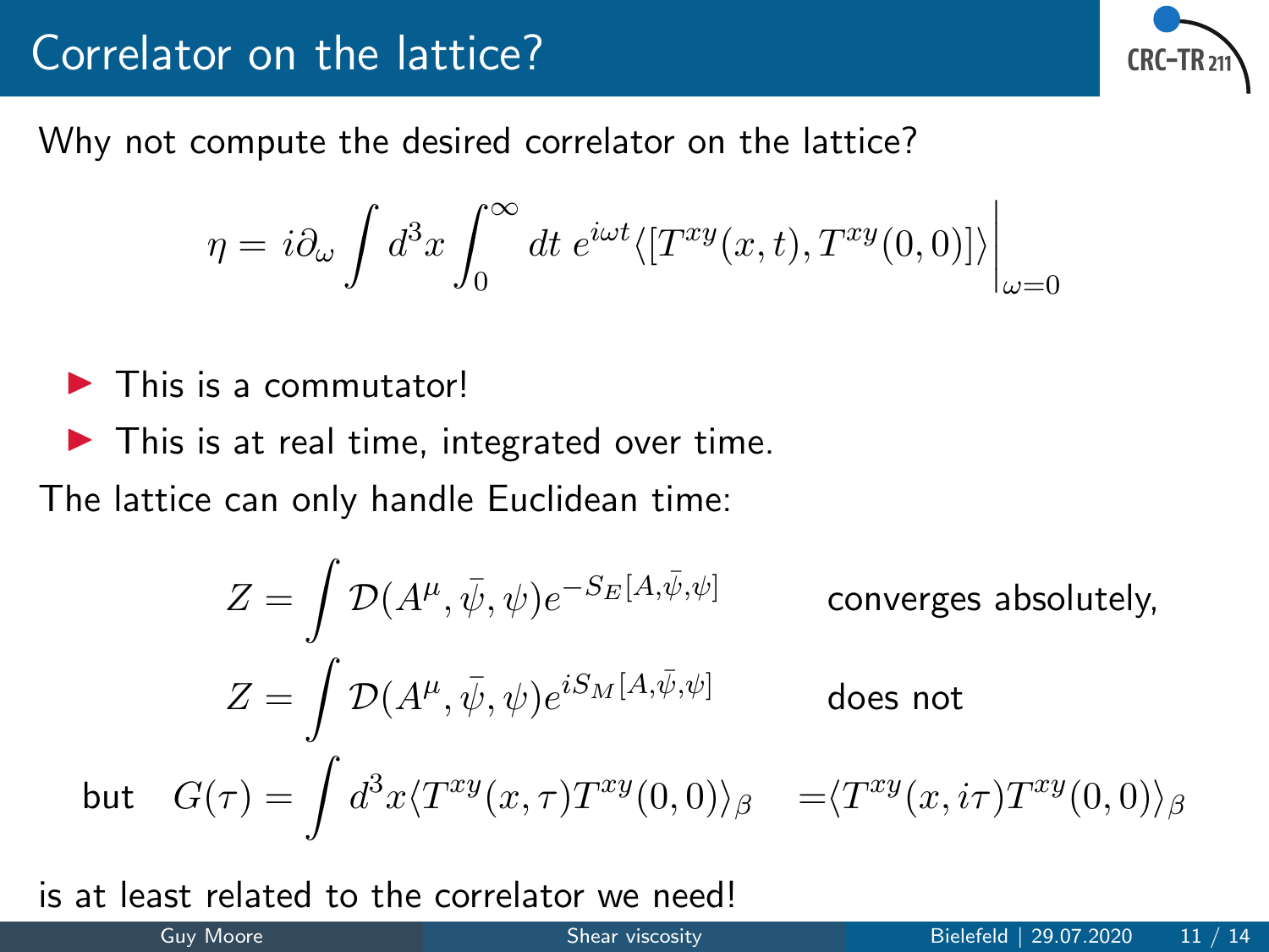# Correlator on the lattice?

Why not compute the desired correlator on the lattice?

$$\eta = i\partial_\omega \int d^3x \int_0^\infty dt\; e^{i\omega t} \langle [T^{xy}(x,t), T^{xy}(0,0)] \rangle \Big|_{\omega=0}$$

- This is a commutator!
- This is at real time, integrated over time.

The lattice can only handle Euclidean time:

$$Z = \int \mathcal{D}(A^\mu, \bar{\psi}, \psi) e^{-S_E[A,\bar{\psi},\psi]} \qquad \text{converges absolutely,}$$

$$Z = \int \mathcal{D}(A^\mu, \bar{\psi}, \psi) e^{iS_M[A,\bar{\psi},\psi]} \qquad \text{does not}$$

but $\quad G(\tau) = \int d^3x \langle T^{xy}(x,\tau) T^{xy}(0,0) \rangle_\beta \quad = \langle T^{xy}(x,i\tau) T^{xy}(0,0) \rangle_\beta$

is at least related to the correlator we need!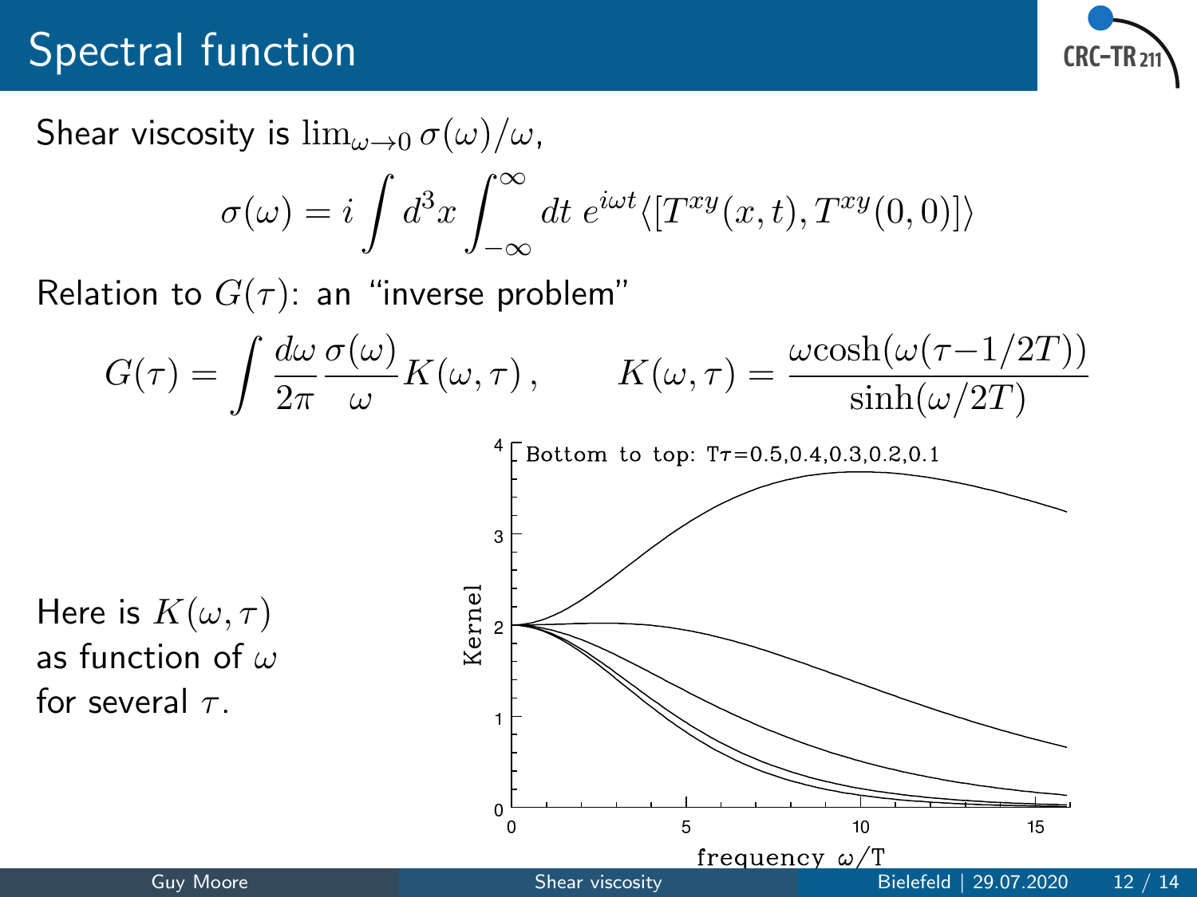# Spectral function

Shear viscosity is $\lim_{\omega\to 0} \sigma(\omega)/\omega$,

$$\sigma(\omega) = i \int d^3x \int_{-\infty}^{\infty} dt \; e^{i\omega t} \langle [T^{xy}(x,t), T^{xy}(0,0)] \rangle$$

Relation to $G(\tau)$: an "inverse problem"

$$G(\tau) = \int \frac{d\omega}{2\pi} \frac{\sigma(\omega)}{\omega} K(\omega,\tau)\,, \qquad K(\omega,\tau) = \frac{\omega \cosh(\omega(\tau - 1/2T))}{\sinh(\omega/2T)}$$

Here is $K(\omega,\tau)$ as function of $\omega$ for several $\tau$.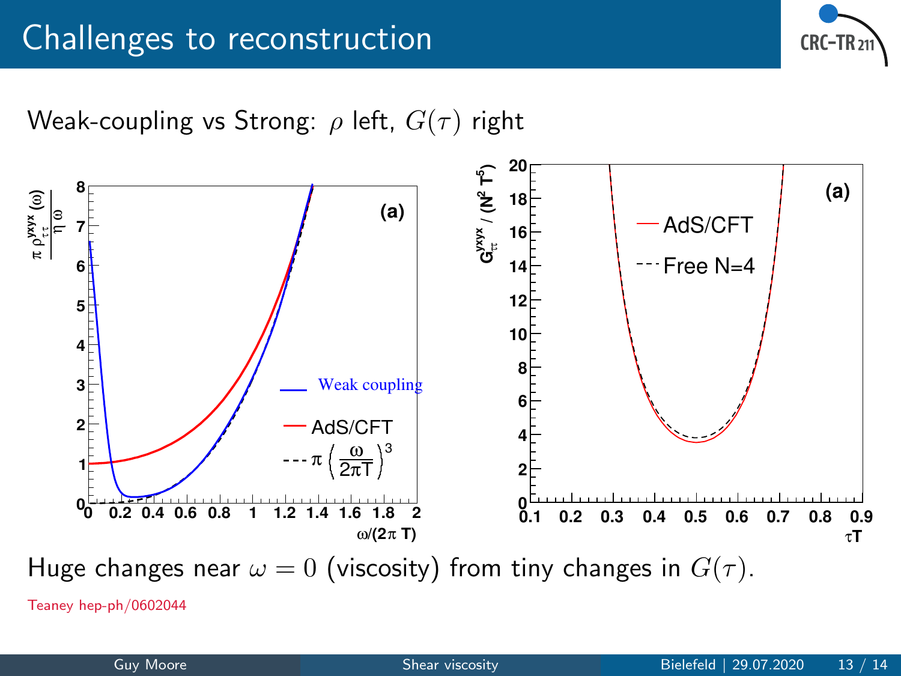# Challenges to reconstruction

Weak-coupling vs Strong: $\rho$ left, $G(\tau)$ right

Huge changes near $\omega = 0$ (viscosity) from tiny changes in $G(\tau)$.

Teaney hep-ph/0602044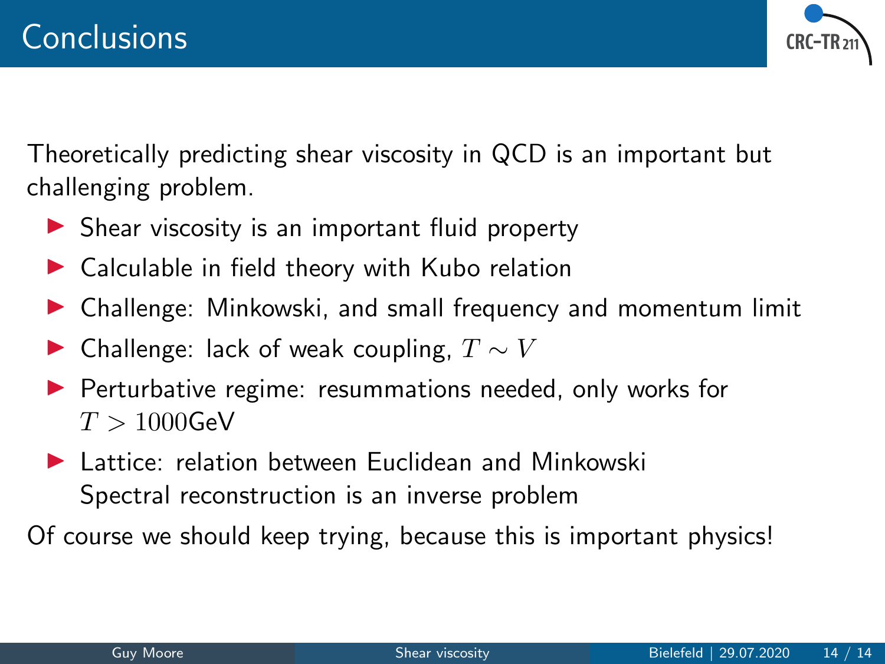# Conclusions

Theoretically predicting shear viscosity in QCD is an important but challenging problem.

- Shear viscosity is an important fluid property
- Calculable in field theory with Kubo relation
- Challenge: Minkowski, and small frequency and momentum limit
- Challenge: lack of weak coupling, $T \sim V$
- Perturbative regime: resummations needed, only works for $T > 1000$GeV
- Lattice: relation between Euclidean and Minkowski
  Spectral reconstruction is an inverse problem

Of course we should keep trying, because this is important physics!